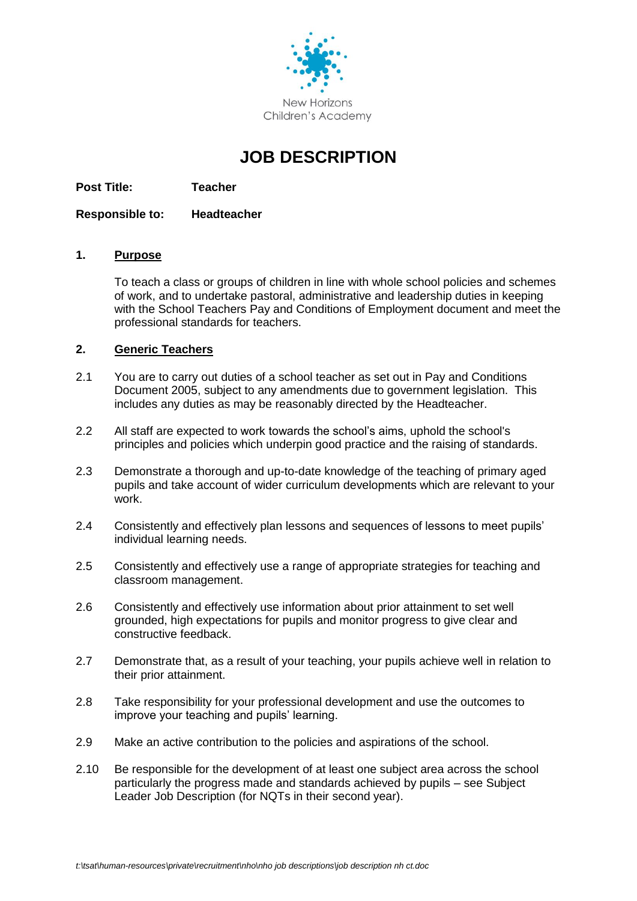New Horizons
Children's Academy

# JOB DESCRIPTION

**Post Title:** **Teacher**

**Responsible to:** **Headteacher**

## 1. Purpose

To teach a class or groups of children in line with whole school policies and schemes of work, and to undertake pastoral, administrative and leadership duties in keeping with the School Teachers Pay and Conditions of Employment document and meet the professional standards for teachers.

## 2. Generic Teachers

2.1 You are to carry out duties of a school teacher as set out in Pay and Conditions Document 2005, subject to any amendments due to government legislation. This includes any duties as may be reasonably directed by the Headteacher.

2.2 All staff are expected to work towards the school's aims, uphold the school's principles and policies which underpin good practice and the raising of standards.

2.3 Demonstrate a thorough and up-to-date knowledge of the teaching of primary aged pupils and take account of wider curriculum developments which are relevant to your work.

2.4 Consistently and effectively plan lessons and sequences of lessons to meet pupils' individual learning needs.

2.5 Consistently and effectively use a range of appropriate strategies for teaching and classroom management.

2.6 Consistently and effectively use information about prior attainment to set well grounded, high expectations for pupils and monitor progress to give clear and constructive feedback.

2.7 Demonstrate that, as a result of your teaching, your pupils achieve well in relation to their prior attainment.

2.8 Take responsibility for your professional development and use the outcomes to improve your teaching and pupils' learning.

2.9 Make an active contribution to the policies and aspirations of the school.

2.10 Be responsible for the development of at least one subject area across the school particularly the progress made and standards achieved by pupils – see Subject Leader Job Description (for NQTs in their second year).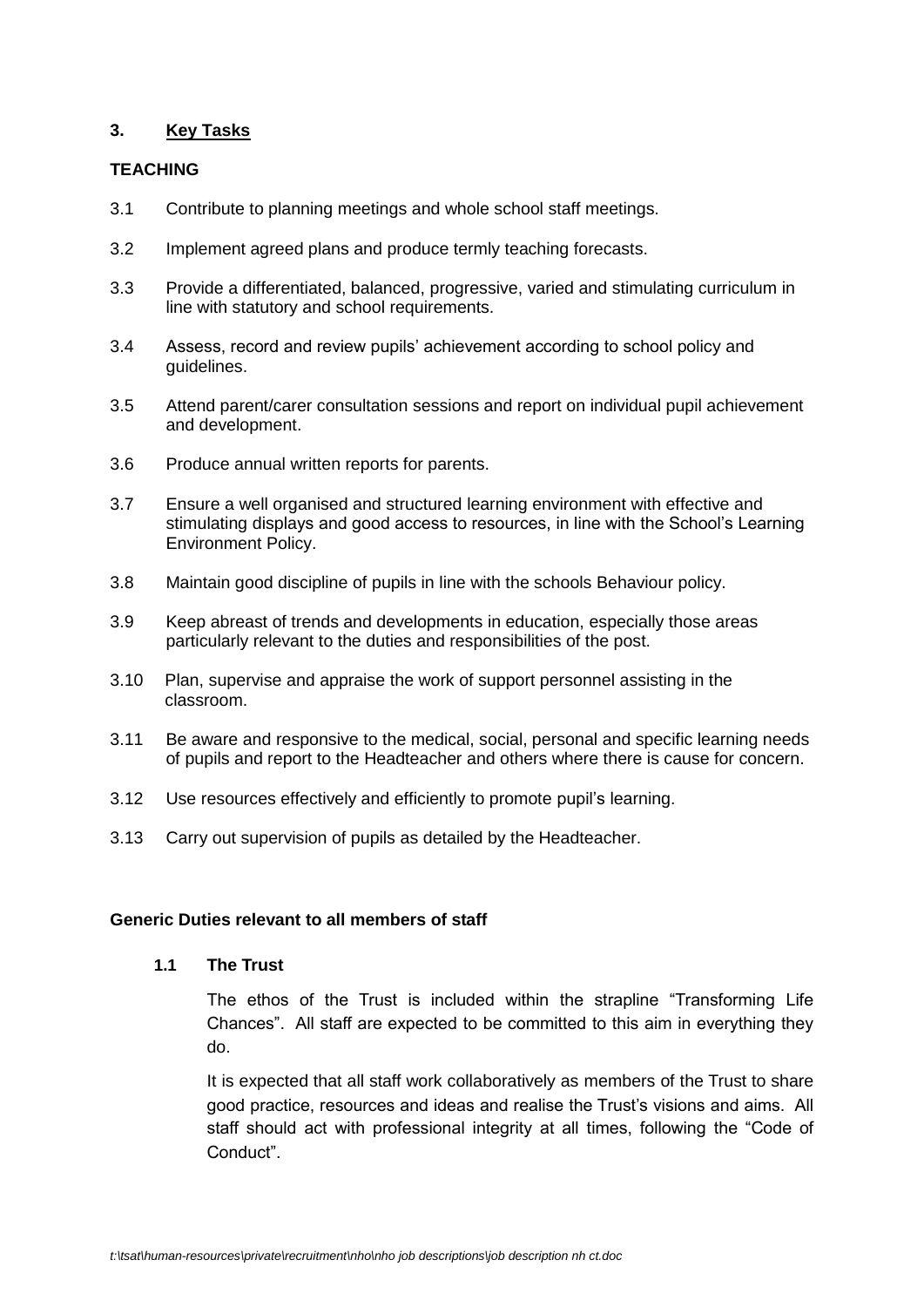## 3. Key Tasks

### TEACHING

3.1 Contribute to planning meetings and whole school staff meetings.

3.2 Implement agreed plans and produce termly teaching forecasts.

3.3 Provide a differentiated, balanced, progressive, varied and stimulating curriculum in line with statutory and school requirements.

3.4 Assess, record and review pupils' achievement according to school policy and guidelines.

3.5 Attend parent/carer consultation sessions and report on individual pupil achievement and development.

3.6 Produce annual written reports for parents.

3.7 Ensure a well organised and structured learning environment with effective and stimulating displays and good access to resources, in line with the School's Learning Environment Policy.

3.8 Maintain good discipline of pupils in line with the schools Behaviour policy.

3.9 Keep abreast of trends and developments in education, especially those areas particularly relevant to the duties and responsibilities of the post.

3.10 Plan, supervise and appraise the work of support personnel assisting in the classroom.

3.11 Be aware and responsive to the medical, social, personal and specific learning needs of pupils and report to the Headteacher and others where there is cause for concern.

3.12 Use resources effectively and efficiently to promote pupil's learning.

3.13 Carry out supervision of pupils as detailed by the Headteacher.

### Generic Duties relevant to all members of staff

**1.1 The Trust**

The ethos of the Trust is included within the strapline "Transforming Life Chances". All staff are expected to be committed to this aim in everything they do.

It is expected that all staff work collaboratively as members of the Trust to share good practice, resources and ideas and realise the Trust's visions and aims. All staff should act with professional integrity at all times, following the "Code of Conduct".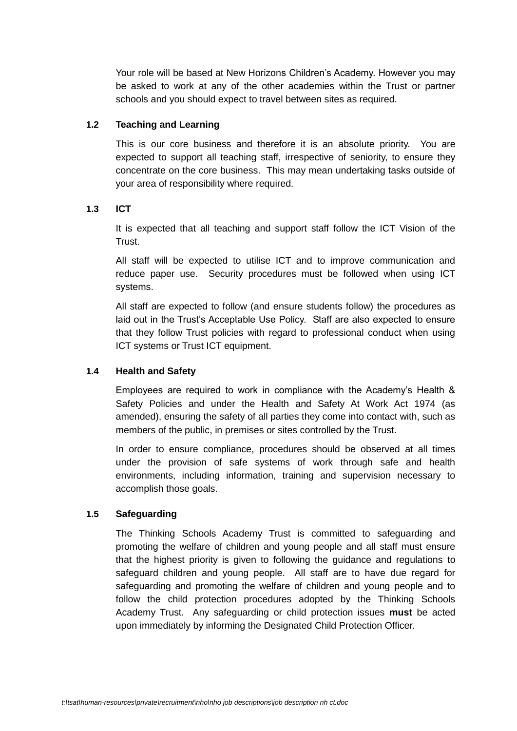Your role will be based at New Horizons Children's Academy. However you may be asked to work at any of the other academies within the Trust or partner schools and you should expect to travel between sites as required.

### 1.2 Teaching and Learning

This is our core business and therefore it is an absolute priority. You are expected to support all teaching staff, irrespective of seniority, to ensure they concentrate on the core business. This may mean undertaking tasks outside of your area of responsibility where required.

### 1.3 ICT

It is expected that all teaching and support staff follow the ICT Vision of the Trust.

All staff will be expected to utilise ICT and to improve communication and reduce paper use. Security procedures must be followed when using ICT systems.

All staff are expected to follow (and ensure students follow) the procedures as laid out in the Trust's Acceptable Use Policy. Staff are also expected to ensure that they follow Trust policies with regard to professional conduct when using ICT systems or Trust ICT equipment.

### 1.4 Health and Safety

Employees are required to work in compliance with the Academy's Health & Safety Policies and under the Health and Safety At Work Act 1974 (as amended), ensuring the safety of all parties they come into contact with, such as members of the public, in premises or sites controlled by the Trust.

In order to ensure compliance, procedures should be observed at all times under the provision of safe systems of work through safe and health environments, including information, training and supervision necessary to accomplish those goals.

### 1.5 Safeguarding

The Thinking Schools Academy Trust is committed to safeguarding and promoting the welfare of children and young people and all staff must ensure that the highest priority is given to following the guidance and regulations to safeguard children and young people. All staff are to have due regard for safeguarding and promoting the welfare of children and young people and to follow the child protection procedures adopted by the Thinking Schools Academy Trust. Any safeguarding or child protection issues **must** be acted upon immediately by informing the Designated Child Protection Officer.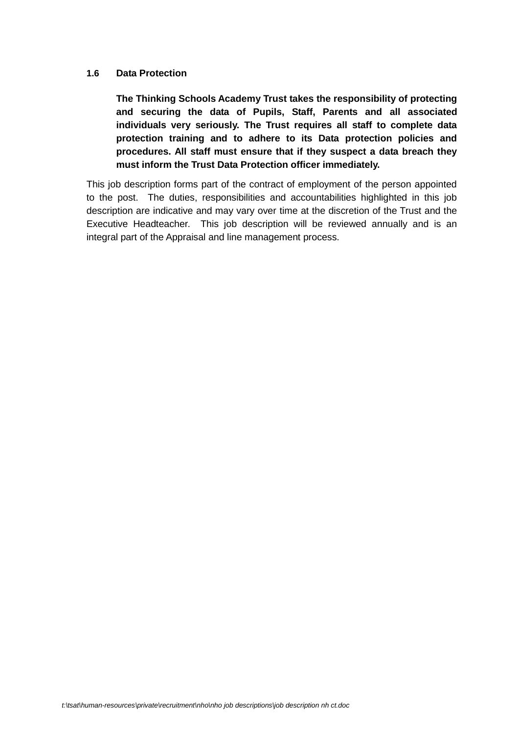**1.6 Data Protection**

**The Thinking Schools Academy Trust takes the responsibility of protecting and securing the data of Pupils, Staff, Parents and all associated individuals very seriously. The Trust requires all staff to complete data protection training and to adhere to its Data protection policies and procedures. All staff must ensure that if they suspect a data breach they must inform the Trust Data Protection officer immediately.**

This job description forms part of the contract of employment of the person appointed to the post. The duties, responsibilities and accountabilities highlighted in this job description are indicative and may vary over time at the discretion of the Trust and the Executive Headteacher. This job description will be reviewed annually and is an integral part of the Appraisal and line management process.